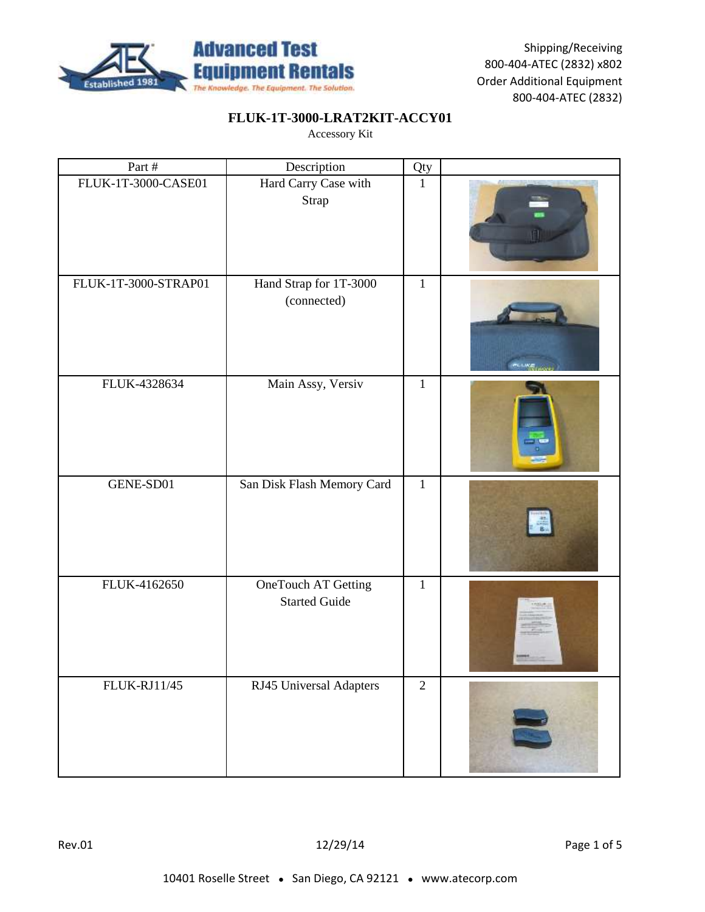Shipping/Receiving
800-404-ATEC (2832) x802
Order Additional Equipment
800-404-ATEC (2832)

## FLUK-1T-3000-LRAT2KIT-ACCY01

Accessory Kit

| Part # | Description | Qty | |
|---|---|---|---|
| FLUK-1T-3000-CASE01 | Hard Carry Case with Strap | 1 | |
| FLUK-1T-3000-STRAP01 | Hand Strap for 1T-3000 (connected) | 1 | |
| FLUK-4328634 | Main Assy, Versiv | 1 | |
| GENE-SD01 | San Disk Flash Memory Card | 1 | |
| FLUK-4162650 | OneTouch AT Getting Started Guide | 1 | |
| FLUK-RJ11/45 | RJ45 Universal Adapters | 2 | |

Rev.01 12/29/14

10401 Roselle Street • San Diego, CA 92121 • www.atecorp.com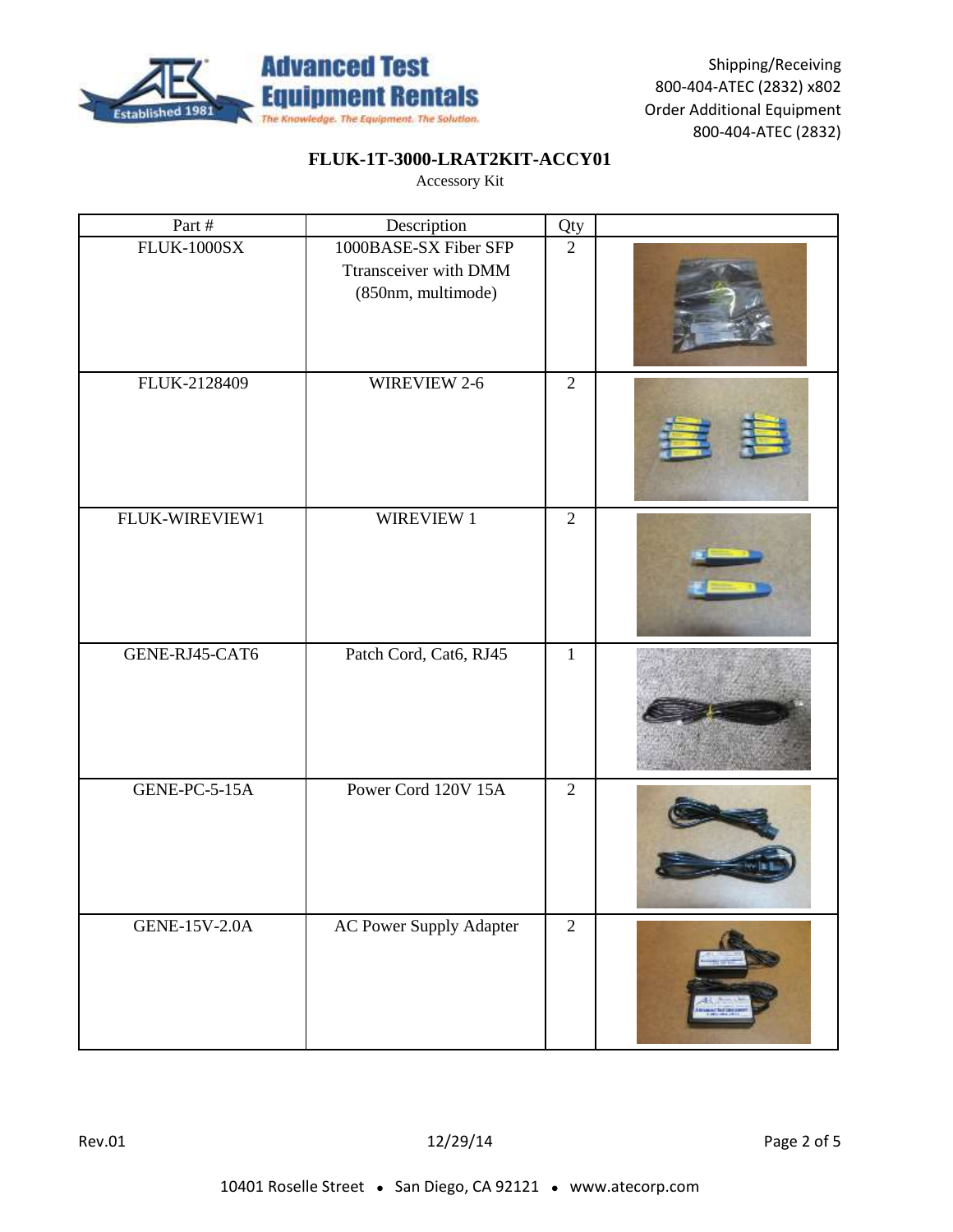**Advanced Test Equipment Rentals**
*The Knowledge. The Equipment. The Solution.*

Shipping/Receiving
800-404-ATEC (2832) x802
Order Additional Equipment
800-404-ATEC (2832)

## FLUK-1T-3000-LRAT2KIT-ACCY01

Accessory Kit

| Part # | Description | Qty | |
|---|---|---|---|
| FLUK-1000SX | 1000BASE-SX Fiber SFP Ttransceiver with DMM (850nm, multimode) | 2 | |
| FLUK-2128409 | WIREVIEW 2-6 | 2 | |
| FLUK-WIREVIEW1 | WIREVIEW 1 | 2 | |
| GENE-RJ45-CAT6 | Patch Cord, Cat6, RJ45 | 1 | |
| GENE-PC-5-15A | Power Cord 120V 15A | 2 | |
| GENE-15V-2.0A | AC Power Supply Adapter | 2 | |

Rev.01 12/29/14

10401 Roselle Street • San Diego, CA 92121 • www.atecorp.com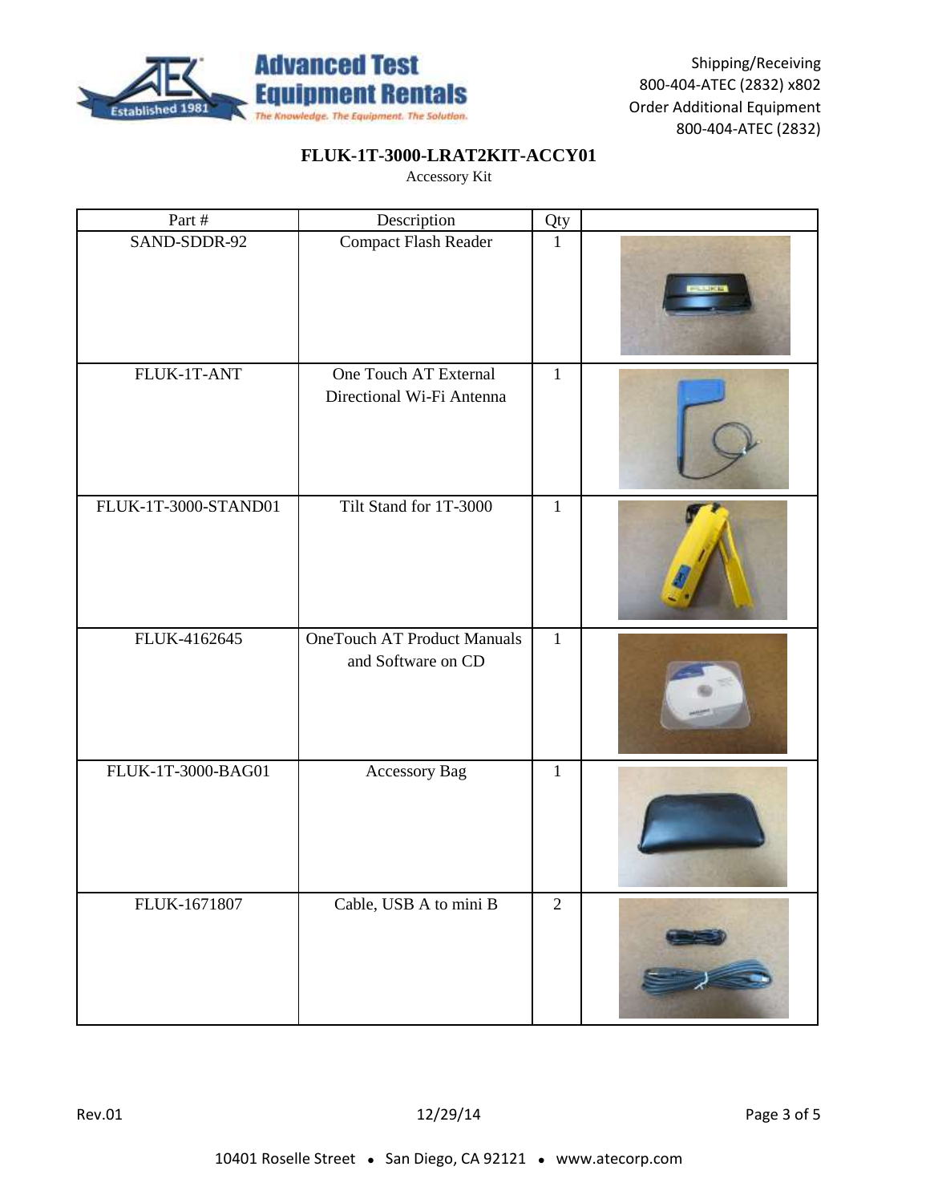# FLUK-1T-3000-LRAT2KIT-ACCY01

Accessory Kit

| Part # | Description | Qty | |
|---|---|---|---|
| SAND-SDDR-92 | Compact Flash Reader | 1 | |
| FLUK-1T-ANT | One Touch AT External Directional Wi-Fi Antenna | 1 | |
| FLUK-1T-3000-STAND01 | Tilt Stand for 1T-3000 | 1 | |
| FLUK-4162645 | OneTouch AT Product Manuals and Software on CD | 1 | |
| FLUK-1T-3000-BAG01 | Accessory Bag | 1 | |
| FLUK-1671807 | Cable, USB A to mini B | 2 | |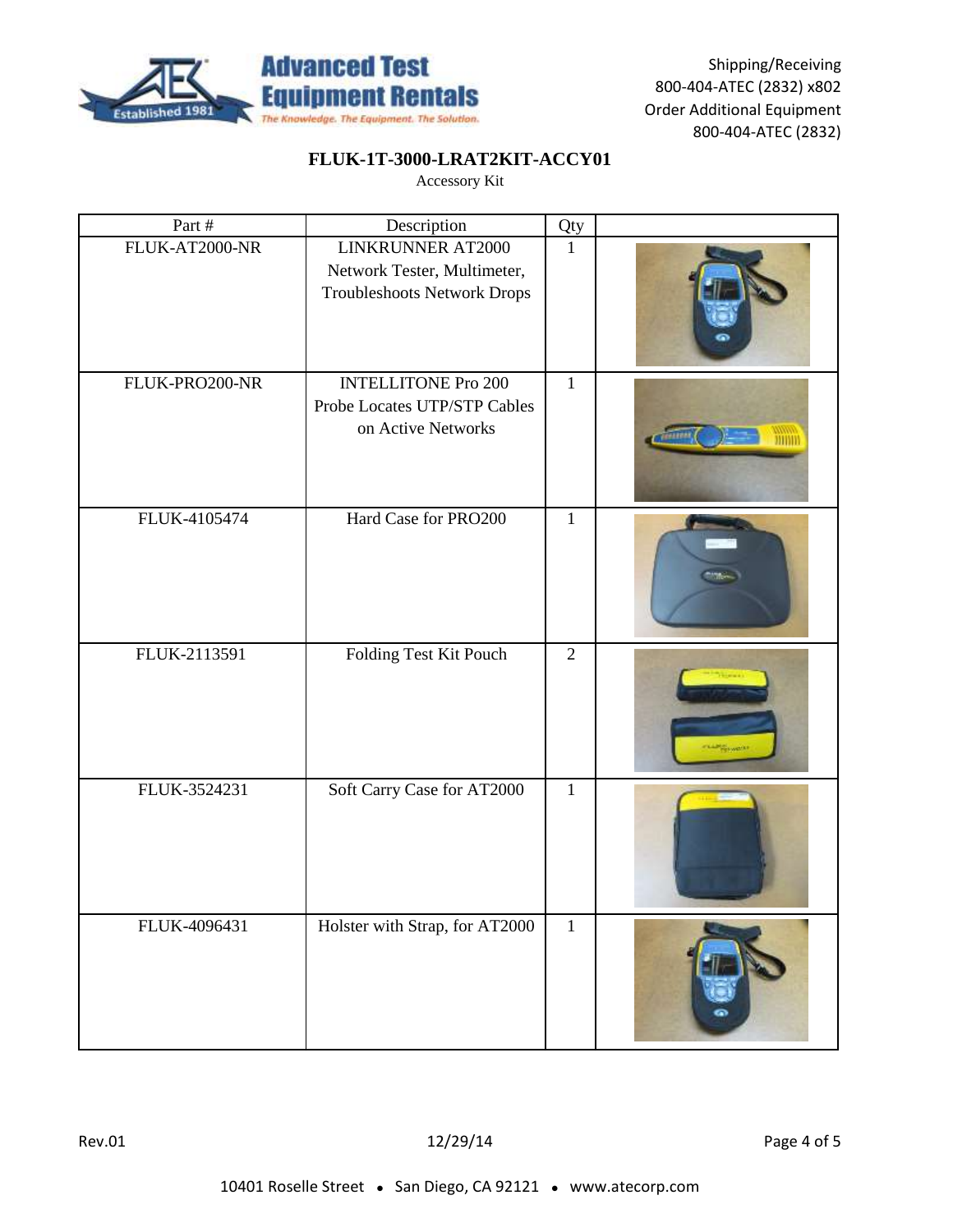Shipping/Receiving
800-404-ATEC (2832) x802
Order Additional Equipment
800-404-ATEC (2832)

## FLUK-1T-3000-LRAT2KIT-ACCY01

Accessory Kit

| Part # | Description | Qty | |
|---|---|---|---|
| FLUK-AT2000-NR | LINKRUNNER AT2000 Network Tester, Multimeter, Troubleshoots Network Drops | 1 | |
| FLUK-PRO200-NR | INTELLITONE Pro 200 Probe Locates UTP/STP Cables on Active Networks | 1 | |
| FLUK-4105474 | Hard Case for PRO200 | 1 | |
| FLUK-2113591 | Folding Test Kit Pouch | 2 | |
| FLUK-3524231 | Soft Carry Case for AT2000 | 1 | |
| FLUK-4096431 | Holster with Strap, for AT2000 | 1 | |

Rev.01 12/29/14

10401 Roselle Street • San Diego, CA 92121 • www.atecorp.com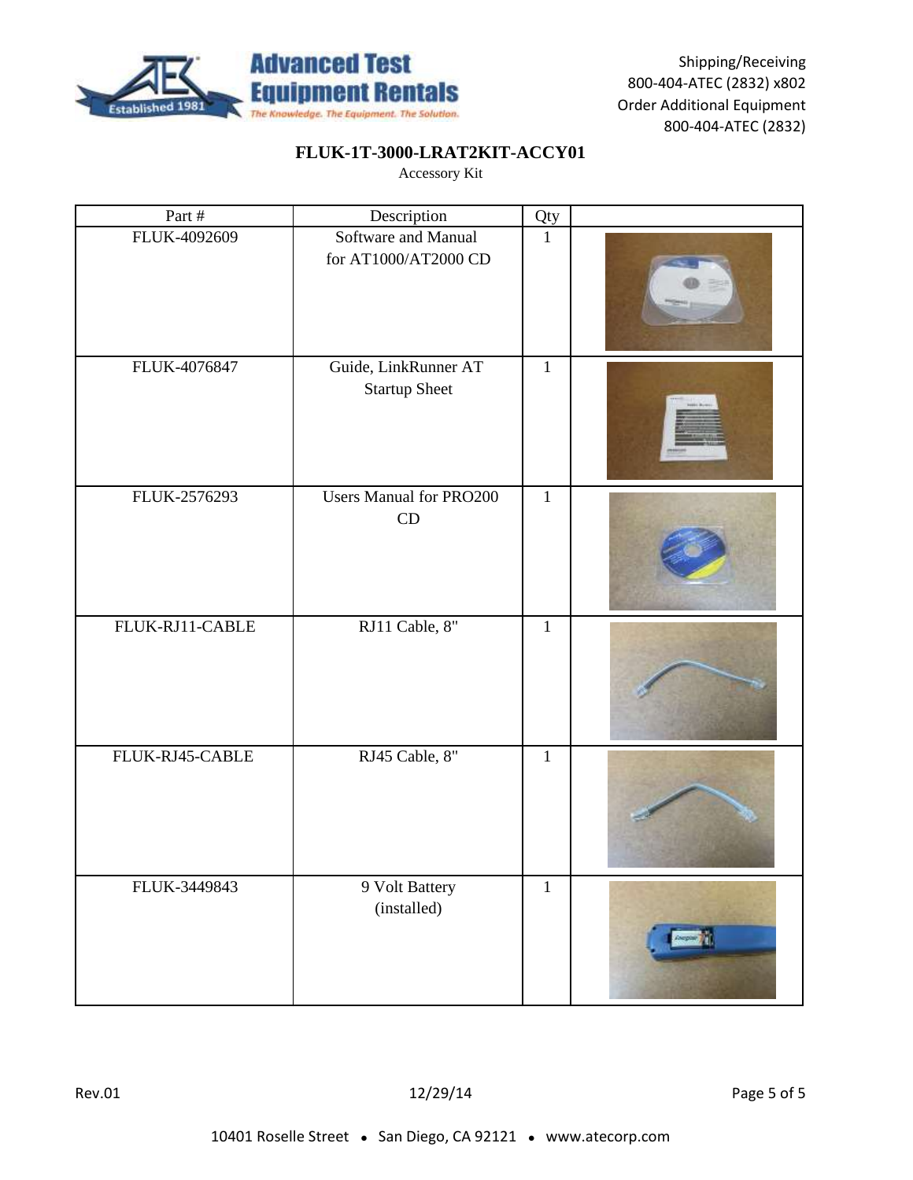Shipping/Receiving
800-404-ATEC (2832) x802
Order Additional Equipment
800-404-ATEC (2832)

# FLUK-1T-3000-LRAT2KIT-ACCY01

Accessory Kit

| Part # | Description | Qty | |
|---|---|---|---|
| FLUK-4092609 | Software and Manual for AT1000/AT2000 CD | 1 | |
| FLUK-4076847 | Guide, LinkRunner AT Startup Sheet | 1 | |
| FLUK-2576293 | Users Manual for PRO200 CD | 1 | |
| FLUK-RJ11-CABLE | RJ11 Cable, 8" | 1 | |
| FLUK-RJ45-CABLE | RJ45 Cable, 8" | 1 | |
| FLUK-3449843 | 9 Volt Battery (installed) | 1 | |

Rev.01 12/29/14

10401 Roselle Street • San Diego, CA 92121 • www.atecorp.com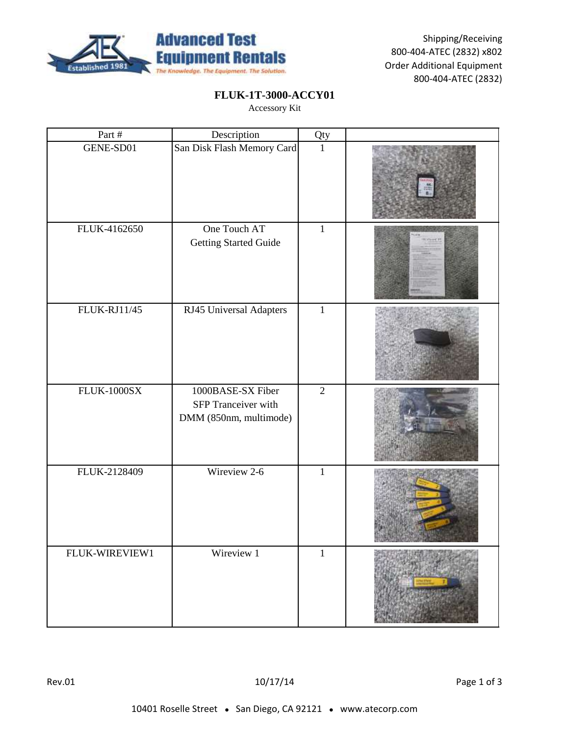Shipping/Receiving
800-404-ATEC (2832) x802
Order Additional Equipment
800-404-ATEC (2832)

# FLUK-1T-3000-ACCY01

Accessory Kit

| Part # | Description | Qty | |
|---|---|---|---|
| GENE-SD01 | San Disk Flash Memory Card | 1 | |
| FLUK-4162650 | One Touch AT Getting Started Guide | 1 | |
| FLUK-RJ11/45 | RJ45 Universal Adapters | 1 | |
| FLUK-1000SX | 1000BASE-SX Fiber SFP Tranceiver with DMM (850nm, multimode) | 2 | |
| FLUK-2128409 | Wireview 2-6 | 1 | |
| FLUK-WIREVIEW1 | Wireview 1 | 1 | |

Rev.01 10/17/14

10401 Roselle Street • San Diego, CA 92121 • www.atecorp.com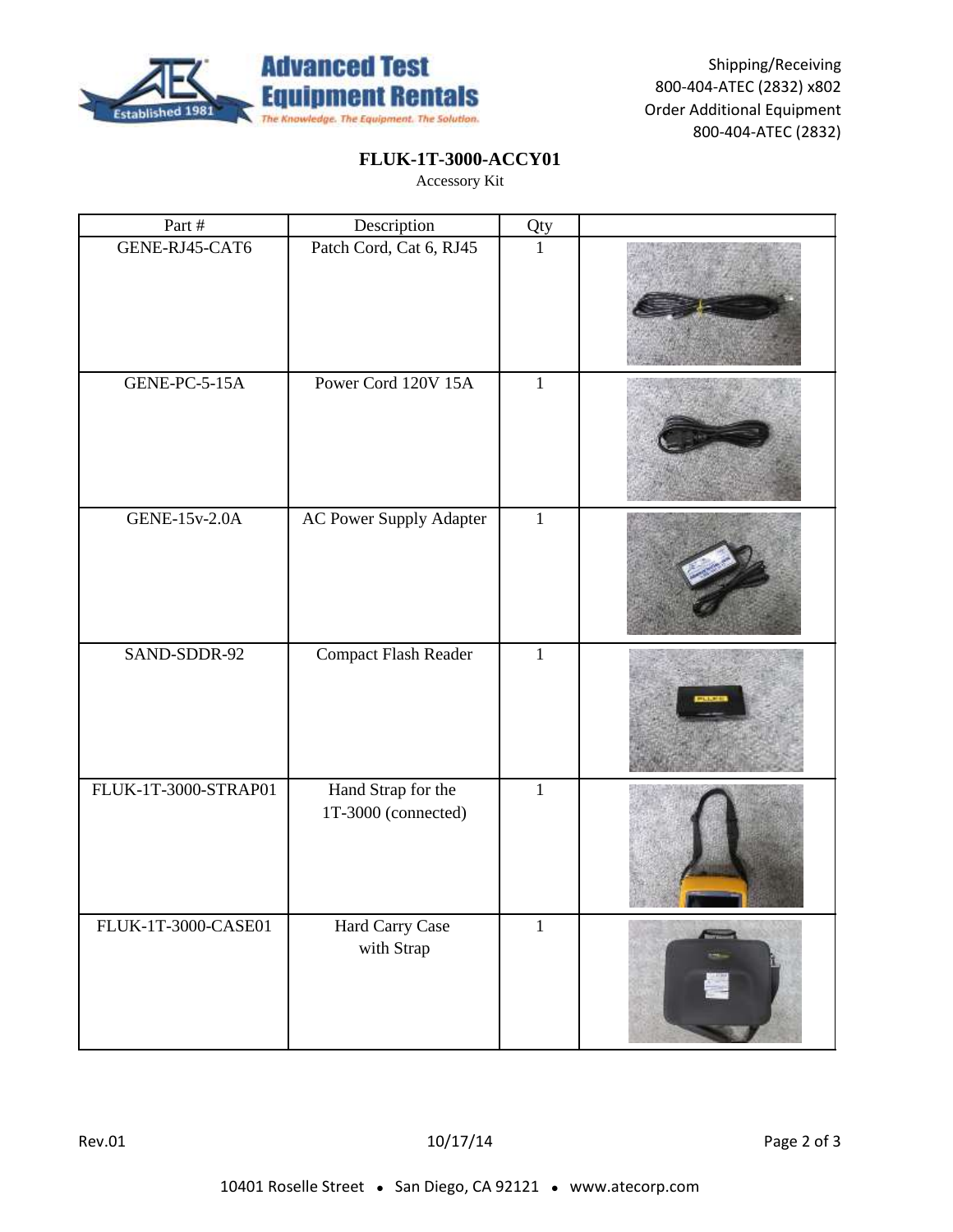Shipping/Receiving
800-404-ATEC (2832) x802
Order Additional Equipment
800-404-ATEC (2832)

## FLUK-1T-3000-ACCY01

Accessory Kit

| Part # | Description | Qty | |
|---|---|---|---|
| GENE-RJ45-CAT6 | Patch Cord, Cat 6, RJ45 | 1 | |
| GENE-PC-5-15A | Power Cord 120V 15A | 1 | |
| GENE-15v-2.0A | AC Power Supply Adapter | 1 | |
| SAND-SDDR-92 | Compact Flash Reader | 1 | |
| FLUK-1T-3000-STRAP01 | Hand Strap for the 1T-3000 (connected) | 1 | |
| FLUK-1T-3000-CASE01 | Hard Carry Case with Strap | 1 | |

Rev.01 10/17/14

10401 Roselle Street • San Diego, CA 92121 • www.atecorp.com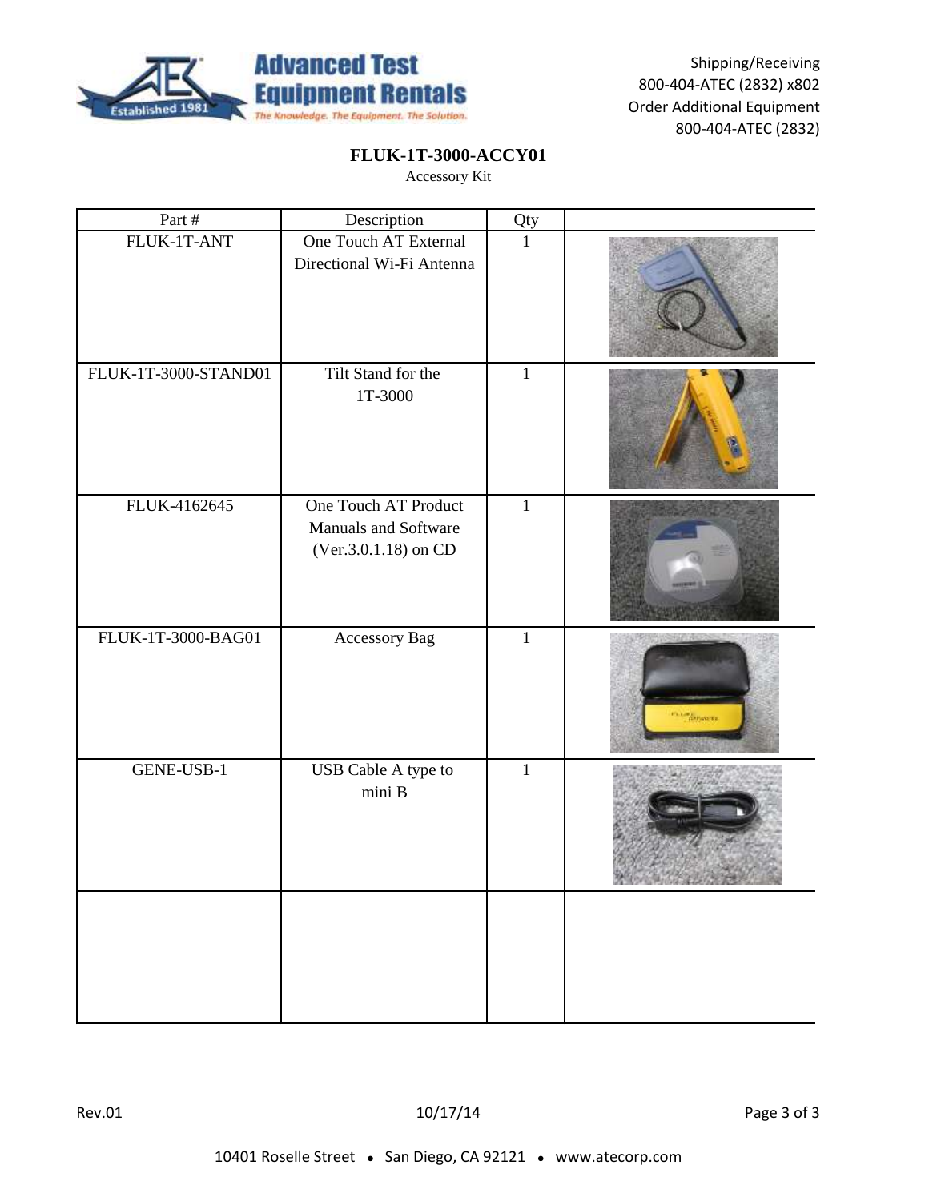Shipping/Receiving
800-404-ATEC (2832) x802
Order Additional Equipment
800-404-ATEC (2832)

# FLUK-1T-3000-ACCY01

Accessory Kit

| Part # | Description | Qty | |
|---|---|---|---|
| FLUK-1T-ANT | One Touch AT External Directional Wi-Fi Antenna | 1 | |
| FLUK-1T-3000-STAND01 | Tilt Stand for the 1T-3000 | 1 | |
| FLUK-4162645 | One Touch AT Product Manuals and Software (Ver.3.0.1.18) on CD | 1 | |
| FLUK-1T-3000-BAG01 | Accessory Bag | 1 | |
| GENE-USB-1 | USB Cable A type to mini B | 1 | |
| | | | |

Rev.01 10/17/14

10401 Roselle Street • San Diego, CA 92121 • www.atecorp.com